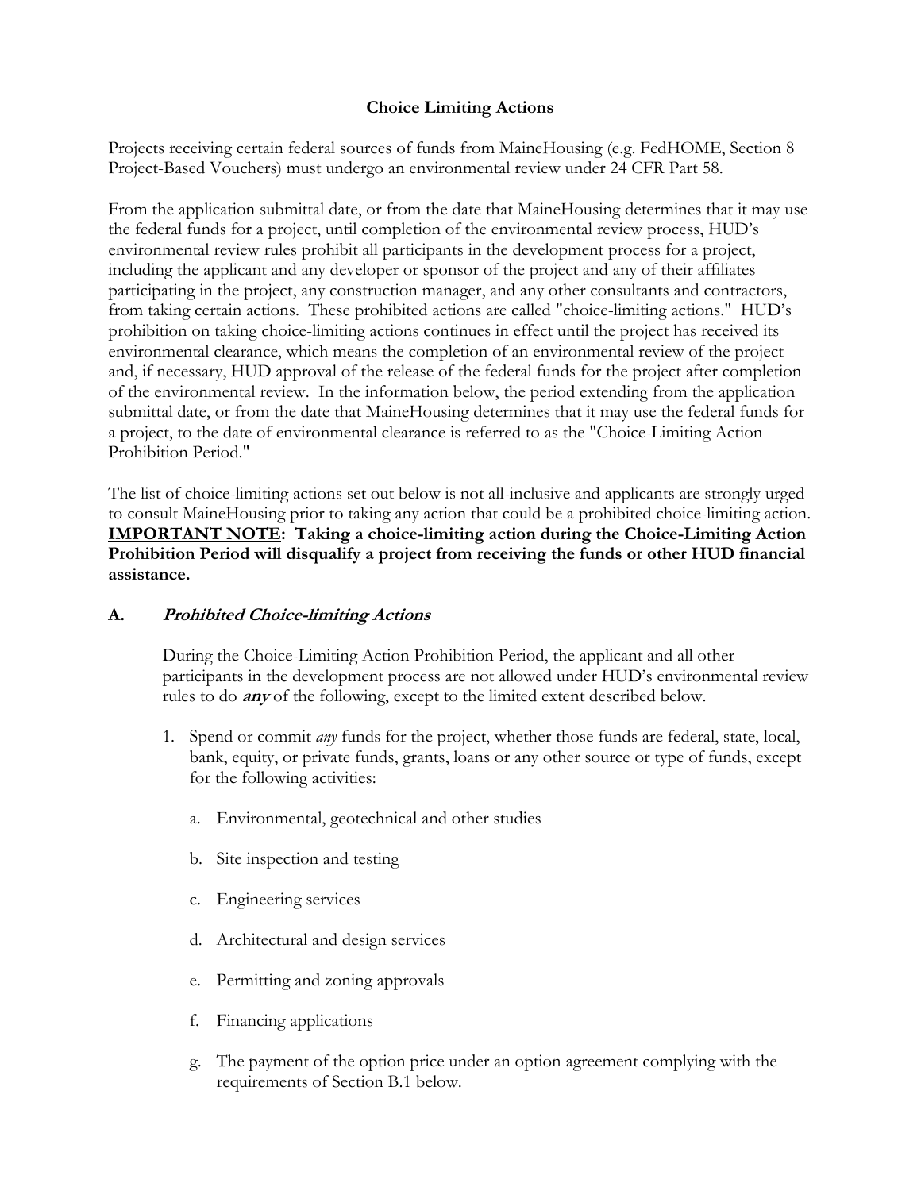# Choice Limiting Actions

Projects receiving certain federal sources of funds from MaineHousing (e.g. FedHOME, Section 8 Project-Based Vouchers) must undergo an environmental review under 24 CFR Part 58.

From the application submittal date, or from the date that MaineHousing determines that it may use the federal funds for a project, until completion of the environmental review process, HUD's environmental review rules prohibit all participants in the development process for a project, including the applicant and any developer or sponsor of the project and any of their affiliates participating in the project, any construction manager, and any other consultants and contractors, from taking certain actions. These prohibited actions are called "choice-limiting actions." HUD's prohibition on taking choice-limiting actions continues in effect until the project has received its environmental clearance, which means the completion of an environmental review of the project and, if necessary, HUD approval of the release of the federal funds for the project after completion of the environmental review. In the information below, the period extending from the application submittal date, or from the date that MaineHousing determines that it may use the federal funds for a project, to the date of environmental clearance is referred to as the "Choice-Limiting Action Prohibition Period."

The list of choice-limiting actions set out below is not all-inclusive and applicants are strongly urged to consult MaineHousing prior to taking any action that could be a prohibited choice-limiting action. **<u>IMPORTANT NOTE</u>: Taking a choice-limiting action during the Choice-Limiting Action Prohibition Period will disqualify a project from receiving the funds or other HUD financial assistance.**

## A. ***<u>Prohibited Choice-limiting Actions</u>***

During the Choice-Limiting Action Prohibition Period, the applicant and all other participants in the development process are not allowed under HUD's environmental review rules to do ***any*** of the following, except to the limited extent described below.

1. Spend or commit *any* funds for the project, whether those funds are federal, state, local, bank, equity, or private funds, grants, loans or any other source or type of funds, except for the following activities:

    a. Environmental, geotechnical and other studies

    b. Site inspection and testing

    c. Engineering services

    d. Architectural and design services

    e. Permitting and zoning approvals

    f. Financing applications

    g. The payment of the option price under an option agreement complying with the requirements of Section B.1 below.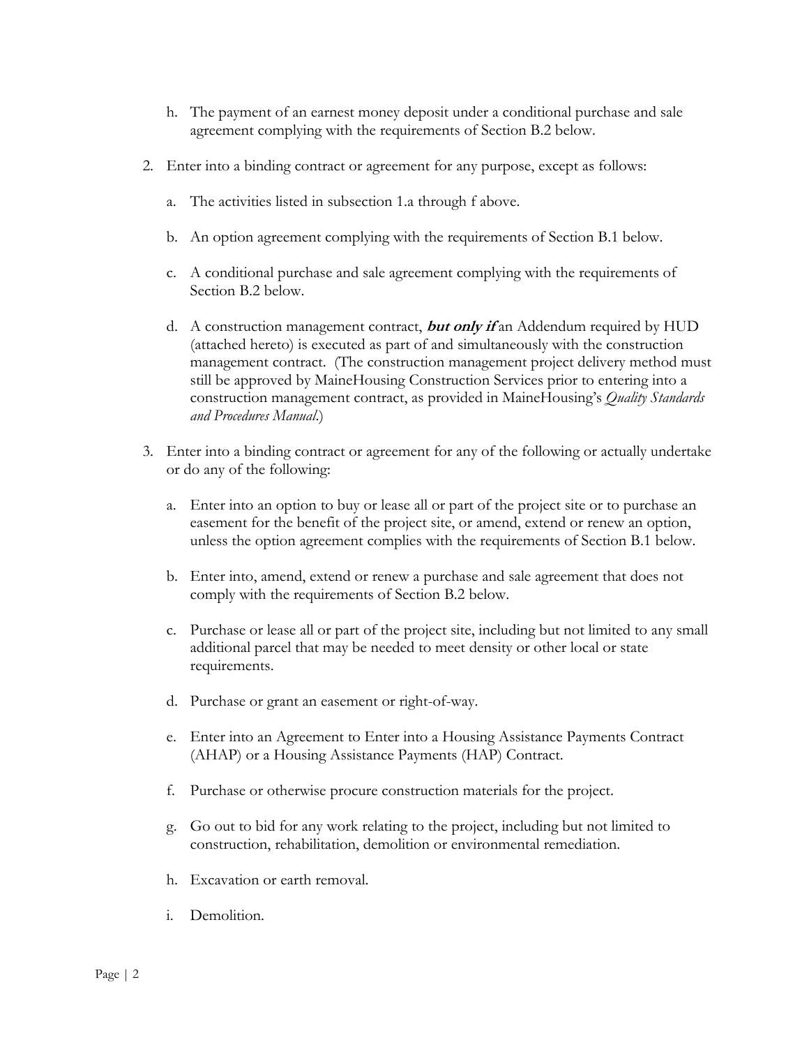h. The payment of an earnest money deposit under a conditional purchase and sale agreement complying with the requirements of Section B.2 below.

2. Enter into a binding contract or agreement for any purpose, except as follows:

   a. The activities listed in subsection 1.a through f above.

   b. An option agreement complying with the requirements of Section B.1 below.

   c. A conditional purchase and sale agreement complying with the requirements of Section B.2 below.

   d. A construction management contract, ***but only if*** an Addendum required by HUD (attached hereto) is executed as part of and simultaneously with the construction management contract. (The construction management project delivery method must still be approved by MaineHousing Construction Services prior to entering into a construction management contract, as provided in MaineHousing's *Quality Standards and Procedures Manual*.)

3. Enter into a binding contract or agreement for any of the following or actually undertake or do any of the following:

   a. Enter into an option to buy or lease all or part of the project site or to purchase an easement for the benefit of the project site, or amend, extend or renew an option, unless the option agreement complies with the requirements of Section B.1 below.

   b. Enter into, amend, extend or renew a purchase and sale agreement that does not comply with the requirements of Section B.2 below.

   c. Purchase or lease all or part of the project site, including but not limited to any small additional parcel that may be needed to meet density or other local or state requirements.

   d. Purchase or grant an easement or right-of-way.

   e. Enter into an Agreement to Enter into a Housing Assistance Payments Contract (AHAP) or a Housing Assistance Payments (HAP) Contract.

   f. Purchase or otherwise procure construction materials for the project.

   g. Go out to bid for any work relating to the project, including but not limited to construction, rehabilitation, demolition or environmental remediation.

   h. Excavation or earth removal.

   i. Demolition.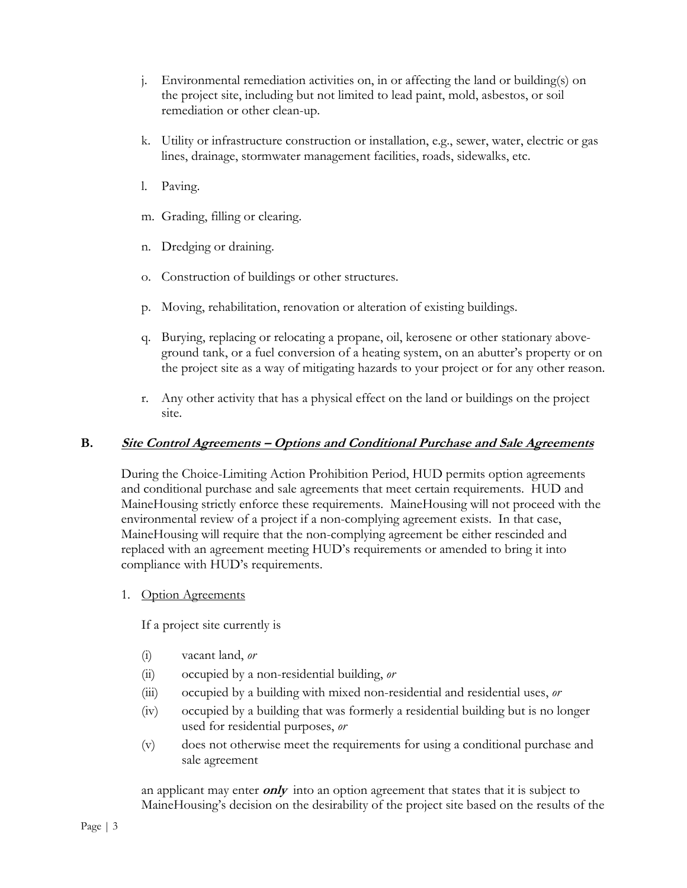j. Environmental remediation activities on, in or affecting the land or building(s) on the project site, including but not limited to lead paint, mold, asbestos, or soil remediation or other clean-up.

k. Utility or infrastructure construction or installation, e.g., sewer, water, electric or gas lines, drainage, stormwater management facilities, roads, sidewalks, etc.

l. Paving.

m. Grading, filling or clearing.

n. Dredging or draining.

o. Construction of buildings or other structures.

p. Moving, rehabilitation, renovation or alteration of existing buildings.

q. Burying, replacing or relocating a propane, oil, kerosene or other stationary above-ground tank, or a fuel conversion of a heating system, on an abutter's property or on the project site as a way of mitigating hazards to your project or for any other reason.

r. Any other activity that has a physical effect on the land or buildings on the project site.

## B. ***Site Control Agreements – Options and Conditional Purchase and Sale Agreements***

During the Choice-Limiting Action Prohibition Period, HUD permits option agreements and conditional purchase and sale agreements that meet certain requirements. HUD and MaineHousing strictly enforce these requirements. MaineHousing will not proceed with the environmental review of a project if a non-complying agreement exists. In that case, MaineHousing will require that the non-complying agreement be either rescinded and replaced with an agreement meeting HUD's requirements or amended to bring it into compliance with HUD's requirements.

1. Option Agreements

If a project site currently is

- (i) vacant land, *or*
- (ii) occupied by a non-residential building, *or*
- (iii) occupied by a building with mixed non-residential and residential uses, *or*
- (iv) occupied by a building that was formerly a residential building but is no longer used for residential purposes, *or*
- (v) does not otherwise meet the requirements for using a conditional purchase and sale agreement

an applicant may enter ***only*** into an option agreement that states that it is subject to MaineHousing's decision on the desirability of the project site based on the results of the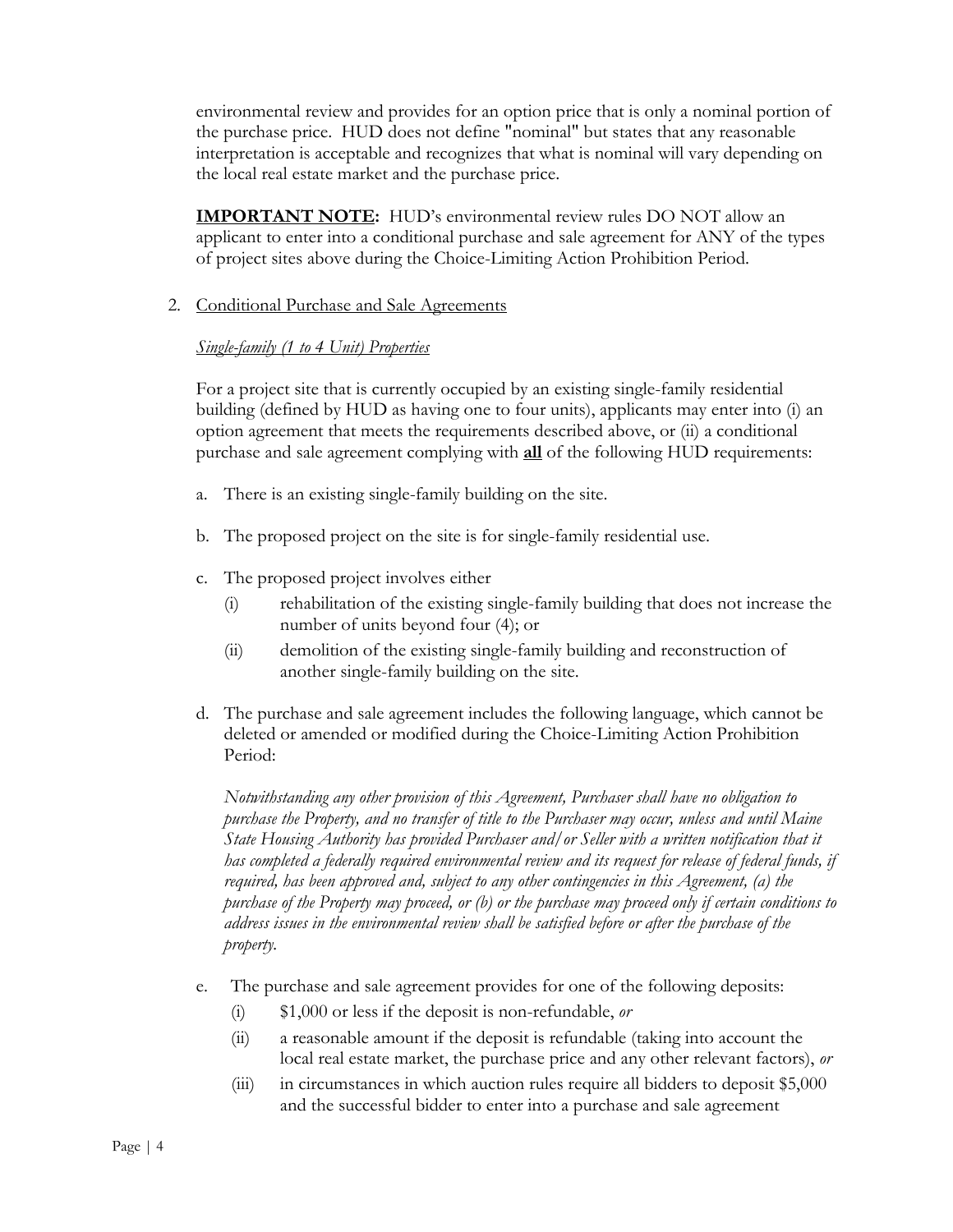environmental review and provides for an option price that is only a nominal portion of the purchase price. HUD does not define "nominal" but states that any reasonable interpretation is acceptable and recognizes that what is nominal will vary depending on the local real estate market and the purchase price.

**IMPORTANT NOTE:** HUD's environmental review rules DO NOT allow an applicant to enter into a conditional purchase and sale agreement for ANY of the types of project sites above during the Choice-Limiting Action Prohibition Period.

2. Conditional Purchase and Sale Agreements

*Single-family (1 to 4 Unit) Properties*

For a project site that is currently occupied by an existing single-family residential building (defined by HUD as having one to four units), applicants may enter into (i) an option agreement that meets the requirements described above, or (ii) a conditional purchase and sale agreement complying with **all** of the following HUD requirements:

a. There is an existing single-family building on the site.

b. The proposed project on the site is for single-family residential use.

c. The proposed project involves either
   (i) rehabilitation of the existing single-family building that does not increase the number of units beyond four (4); or
   (ii) demolition of the existing single-family building and reconstruction of another single-family building on the site.

d. The purchase and sale agreement includes the following language, which cannot be deleted or amended or modified during the Choice-Limiting Action Prohibition Period:

   *Notwithstanding any other provision of this Agreement, Purchaser shall have no obligation to purchase the Property, and no transfer of title to the Purchaser may occur, unless and until Maine State Housing Authority has provided Purchaser and/or Seller with a written notification that it has completed a federally required environmental review and its request for release of federal funds, if required, has been approved and, subject to any other contingencies in this Agreement, (a) the purchase of the Property may proceed, or (b) or the purchase may proceed only if certain conditions to address issues in the environmental review shall be satisfied before or after the purchase of the property.*

e. The purchase and sale agreement provides for one of the following deposits:
   (i) $1,000 or less if the deposit is non-refundable, *or*
   (ii) a reasonable amount if the deposit is refundable (taking into account the local real estate market, the purchase price and any other relevant factors), *or*
   (iii) in circumstances in which auction rules require all bidders to deposit $5,000 and the successful bidder to enter into a purchase and sale agreement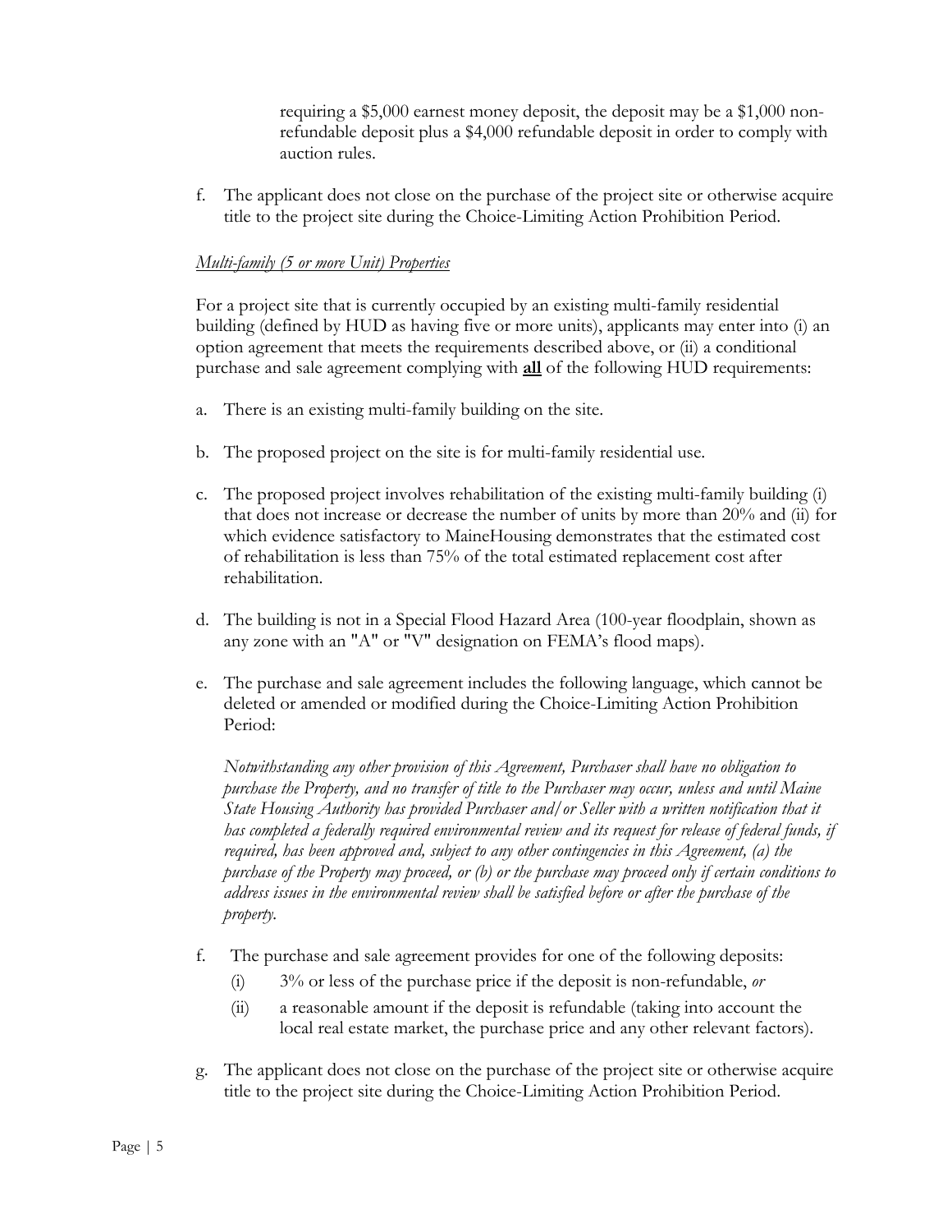requiring a $5,000 earnest money deposit, the deposit may be a $1,000 non-refundable deposit plus a $4,000 refundable deposit in order to comply with auction rules.

f. The applicant does not close on the purchase of the project site or otherwise acquire title to the project site during the Choice-Limiting Action Prohibition Period.

*Multi-family (5 or more Unit) Properties*

For a project site that is currently occupied by an existing multi-family residential building (defined by HUD as having five or more units), applicants may enter into (i) an option agreement that meets the requirements described above, or (ii) a conditional purchase and sale agreement complying with **all** of the following HUD requirements:

a. There is an existing multi-family building on the site.

b. The proposed project on the site is for multi-family residential use.

c. The proposed project involves rehabilitation of the existing multi-family building (i) that does not increase or decrease the number of units by more than 20% and (ii) for which evidence satisfactory to MaineHousing demonstrates that the estimated cost of rehabilitation is less than 75% of the total estimated replacement cost after rehabilitation.

d. The building is not in a Special Flood Hazard Area (100-year floodplain, shown as any zone with an "A" or "V" designation on FEMA's flood maps).

e. The purchase and sale agreement includes the following language, which cannot be deleted or amended or modified during the Choice-Limiting Action Prohibition Period:

   *Notwithstanding any other provision of this Agreement, Purchaser shall have no obligation to purchase the Property, and no transfer of title to the Purchaser may occur, unless and until Maine State Housing Authority has provided Purchaser and/or Seller with a written notification that it has completed a federally required environmental review and its request for release of federal funds, if required, has been approved and, subject to any other contingencies in this Agreement, (a) the purchase of the Property may proceed, or (b) or the purchase may proceed only if certain conditions to address issues in the environmental review shall be satisfied before or after the purchase of the property.*

f. The purchase and sale agreement provides for one of the following deposits:
   (i) 3% or less of the purchase price if the deposit is non-refundable, *or*
   (ii) a reasonable amount if the deposit is refundable (taking into account the local real estate market, the purchase price and any other relevant factors).

g. The applicant does not close on the purchase of the project site or otherwise acquire title to the project site during the Choice-Limiting Action Prohibition Period.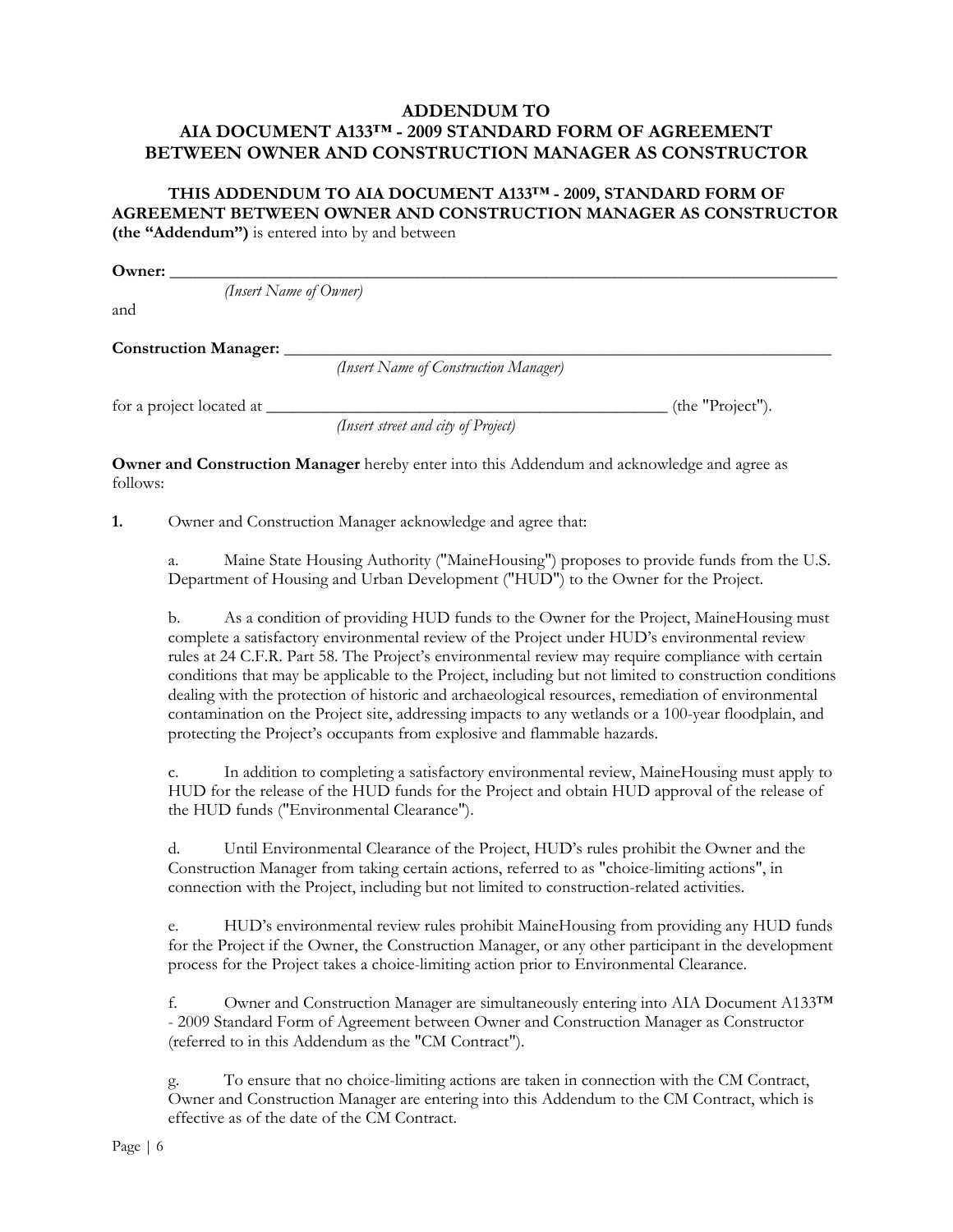# ADDENDUM TO AIA DOCUMENT A133™ - 2009 STANDARD FORM OF AGREEMENT BETWEEN OWNER AND CONSTRUCTION MANAGER AS CONSTRUCTOR

**THIS ADDENDUM TO AIA DOCUMENT A133™ - 2009, STANDARD FORM OF AGREEMENT BETWEEN OWNER AND CONSTRUCTION MANAGER AS CONSTRUCTOR (the "Addendum")** is entered into by and between

**Owner:** ______________________________________________________________________________
*(Insert Name of Owner)*

and

**Construction Manager:** ________________________________________________________________
*(Insert Name of Construction Manager)*

for a project located at ____________________________________________ (the "Project").
*(Insert street and city of Project)*

**Owner and Construction Manager** hereby enter into this Addendum and acknowledge and agree as follows:

**1.** Owner and Construction Manager acknowledge and agree that:

a. Maine State Housing Authority ("MaineHousing") proposes to provide funds from the U.S. Department of Housing and Urban Development ("HUD") to the Owner for the Project.

b. As a condition of providing HUD funds to the Owner for the Project, MaineHousing must complete a satisfactory environmental review of the Project under HUD's environmental review rules at 24 C.F.R. Part 58. The Project's environmental review may require compliance with certain conditions that may be applicable to the Project, including but not limited to construction conditions dealing with the protection of historic and archaeological resources, remediation of environmental contamination on the Project site, addressing impacts to any wetlands or a 100-year floodplain, and protecting the Project's occupants from explosive and flammable hazards.

c. In addition to completing a satisfactory environmental review, MaineHousing must apply to HUD for the release of the HUD funds for the Project and obtain HUD approval of the release of the HUD funds ("Environmental Clearance").

d. Until Environmental Clearance of the Project, HUD's rules prohibit the Owner and the Construction Manager from taking certain actions, referred to as "choice-limiting actions", in connection with the Project, including but not limited to construction-related activities.

e. HUD's environmental review rules prohibit MaineHousing from providing any HUD funds for the Project if the Owner, the Construction Manager, or any other participant in the development process for the Project takes a choice-limiting action prior to Environmental Clearance.

f. Owner and Construction Manager are simultaneously entering into AIA Document A133™ - 2009 Standard Form of Agreement between Owner and Construction Manager as Constructor (referred to in this Addendum as the "CM Contract").

g. To ensure that no choice-limiting actions are taken in connection with the CM Contract, Owner and Construction Manager are entering into this Addendum to the CM Contract, which is effective as of the date of the CM Contract.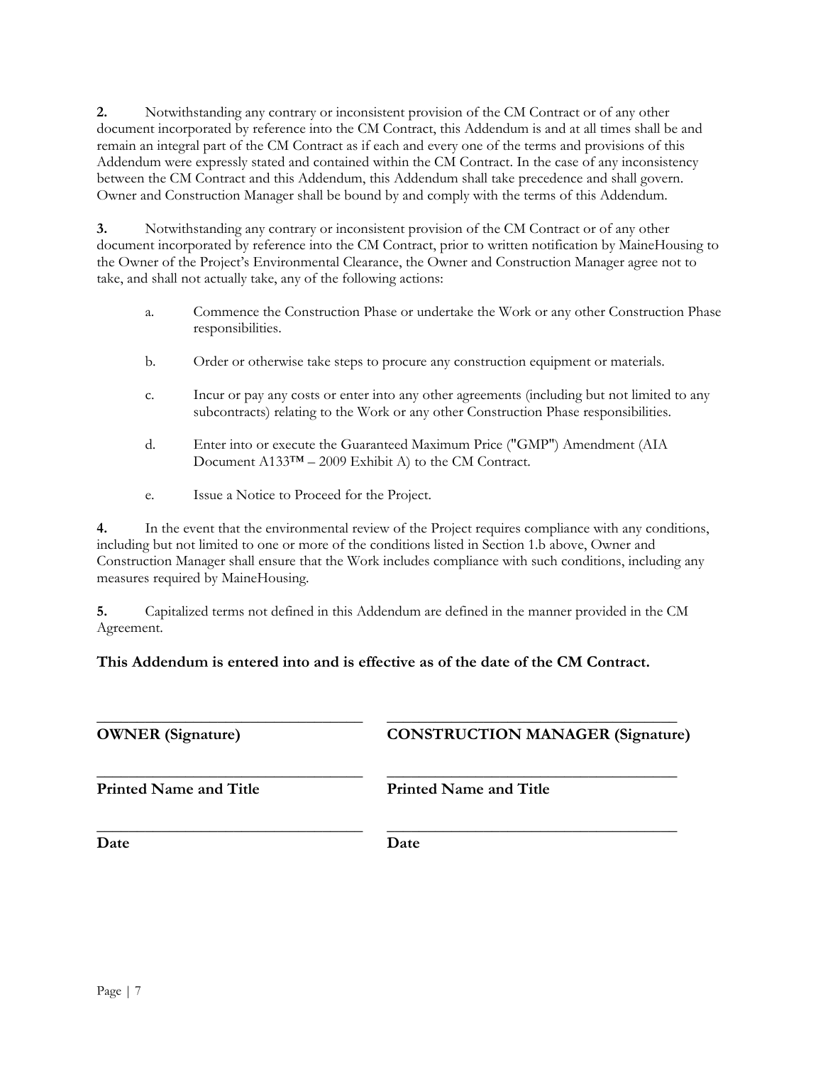**2.** Notwithstanding any contrary or inconsistent provision of the CM Contract or of any other document incorporated by reference into the CM Contract, this Addendum is and at all times shall be and remain an integral part of the CM Contract as if each and every one of the terms and provisions of this Addendum were expressly stated and contained within the CM Contract. In the case of any inconsistency between the CM Contract and this Addendum, this Addendum shall take precedence and shall govern. Owner and Construction Manager shall be bound by and comply with the terms of this Addendum.

**3.** Notwithstanding any contrary or inconsistent provision of the CM Contract or of any other document incorporated by reference into the CM Contract, prior to written notification by MaineHousing to the Owner of the Project's Environmental Clearance, the Owner and Construction Manager agree not to take, and shall not actually take, any of the following actions:

a. Commence the Construction Phase or undertake the Work or any other Construction Phase responsibilities.

b. Order or otherwise take steps to procure any construction equipment or materials.

c. Incur or pay any costs or enter into any other agreements (including but not limited to any subcontracts) relating to the Work or any other Construction Phase responsibilities.

d. Enter into or execute the Guaranteed Maximum Price ("GMP") Amendment (AIA Document A133™ – 2009 Exhibit A) to the CM Contract.

e. Issue a Notice to Proceed for the Project.

**4.** In the event that the environmental review of the Project requires compliance with any conditions, including but not limited to one or more of the conditions listed in Section 1.b above, Owner and Construction Manager shall ensure that the Work includes compliance with such conditions, including any measures required by MaineHousing.

**5.** Capitalized terms not defined in this Addendum are defined in the manner provided in the CM Agreement.

**This Addendum is entered into and is effective as of the date of the CM Contract.**

| | |
|---|---|
| ______________________________ | ______________________________ |
| **OWNER (Signature)** | **CONSTRUCTION MANAGER (Signature)** |
| ______________________________ | ______________________________ |
| **Printed Name and Title** | **Printed Name and Title** |
| ______________________________ | ______________________________ |
| **Date** | **Date** |